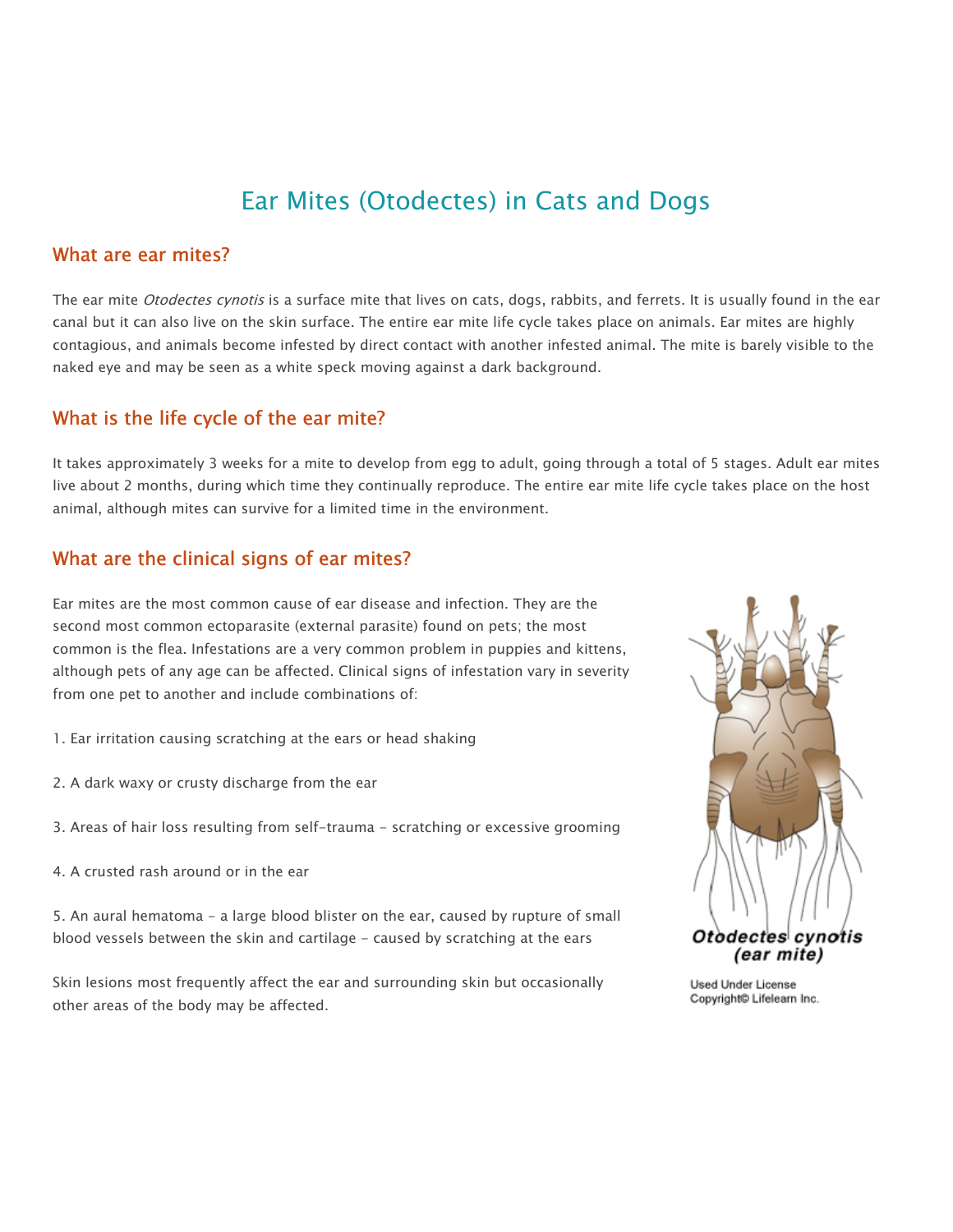# Ear Mites (Otodectes) in Cats and Dogs

## What are ear mites?

The ear mite *Otodectes cynotis* is a surface mite that lives on cats, dogs, rabbits, and ferrets. It is usually found in the ear canal but it can also live on the skin surface. The entire ear mite life cycle takes place on animals. Ear mites are highly contagious, and animals become infested by direct contact with another infested animal. The mite is barely visible to the naked eye and may be seen as a white speck moving against a dark background.

## What is the life cycle of the ear mite?

It takes approximately 3 weeks for a mite to develop from egg to adult, going through a total of 5 stages. Adult ear mites live about 2 months, during which time they continually reproduce. The entire ear mite life cycle takes place on the host animal, although mites can survive for a limited time in the environment.

## What are the clinical signs of ear mites?

Ear mites are the most common cause of ear disease and infection. They are the second most common ectoparasite (external parasite) found on pets; the most common is the flea. Infestations are a very common problem in puppies and kittens, although pets of any age can be affected. Clinical signs of infestation vary in severity from one pet to another and include combinations of:

1. Ear irritation causing scratching at the ears or head shaking

2. A dark waxy or crusty discharge from the ear

3. Areas of hair loss resulting from self-trauma - scratching or excessive grooming

4. A crusted rash around or in the ear

5. An aural hematoma - a large blood blister on the ear, caused by rupture of small blood vessels between the skin and cartilage - caused by scratching at the ears

Skin lesions most frequently affect the ear and surrounding skin but occasionally other areas of the body may be affected.

**Otodectes cynotis (ear mite)**

Used Under License
Copyright© Lifelearn Inc.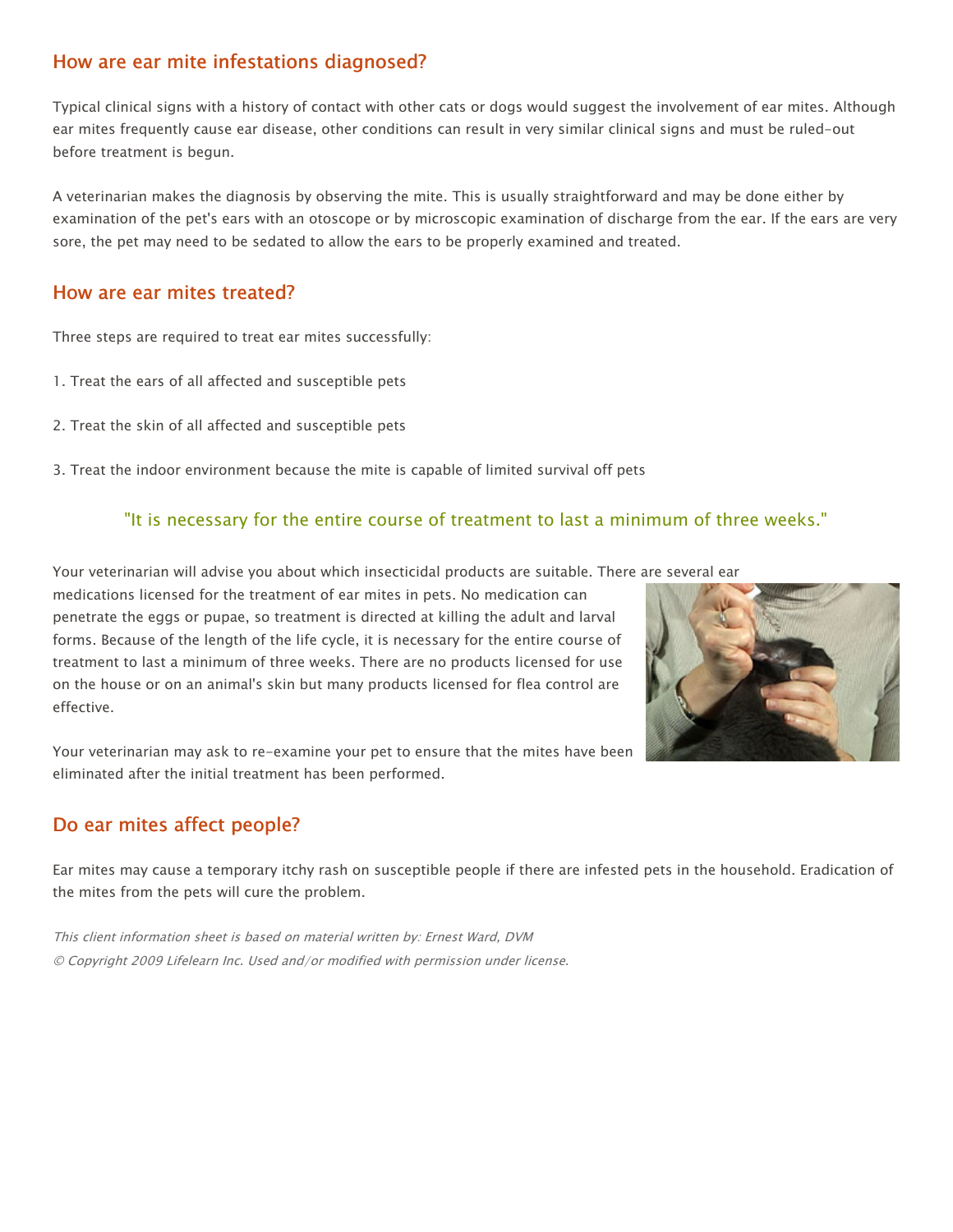## How are ear mite infestations diagnosed?

Typical clinical signs with a history of contact with other cats or dogs would suggest the involvement of ear mites. Although ear mites frequently cause ear disease, other conditions can result in very similar clinical signs and must be ruled-out before treatment is begun.

A veterinarian makes the diagnosis by observing the mite. This is usually straightforward and may be done either by examination of the pet's ears with an otoscope or by microscopic examination of discharge from the ear. If the ears are very sore, the pet may need to be sedated to allow the ears to be properly examined and treated.

## How are ear mites treated?

Three steps are required to treat ear mites successfully:

1. Treat the ears of all affected and susceptible pets

2. Treat the skin of all affected and susceptible pets

3. Treat the indoor environment because the mite is capable of limited survival off pets

"It is necessary for the entire course of treatment to last a minimum of three weeks."

Your veterinarian will advise you about which insecticidal products are suitable. There are several ear medications licensed for the treatment of ear mites in pets. No medication can penetrate the eggs or pupae, so treatment is directed at killing the adult and larval forms. Because of the length of the life cycle, it is necessary for the entire course of treatment to last a minimum of three weeks. There are no products licensed for use on the house or on an animal's skin but many products licensed for flea control are effective.

Your veterinarian may ask to re-examine your pet to ensure that the mites have been eliminated after the initial treatment has been performed.

## Do ear mites affect people?

Ear mites may cause a temporary itchy rash on susceptible people if there are infested pets in the household. Eradication of the mites from the pets will cure the problem.

*This client information sheet is based on material written by: Ernest Ward, DVM*

*© Copyright 2009 Lifelearn Inc. Used and/or modified with permission under license.*